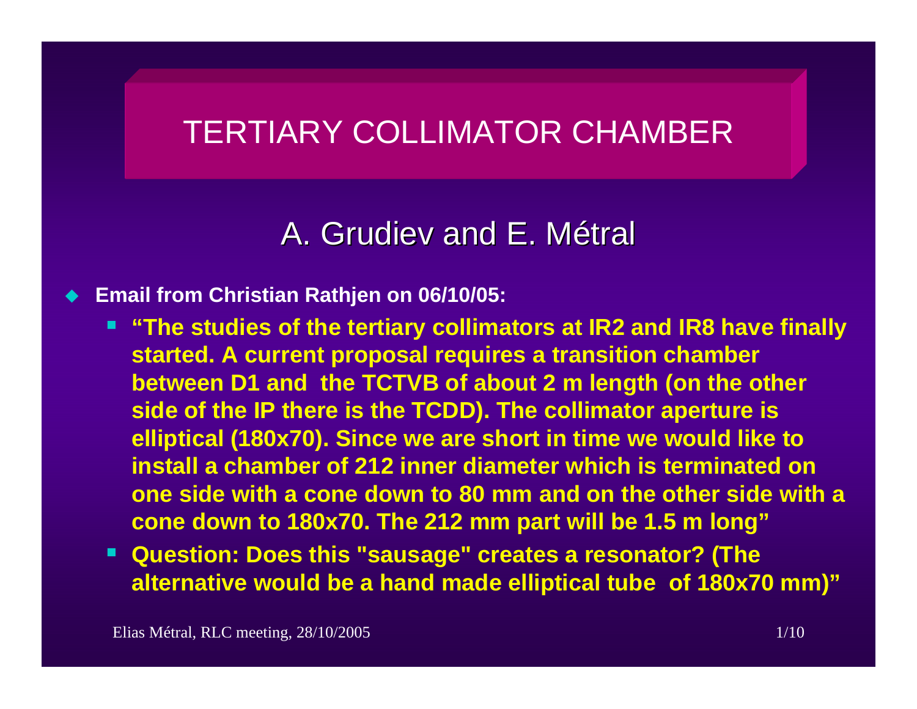# TERTIARY COLLIMATOR CHAMBER

## A. Grudiev and E. Métral

- **Email from Christian Rathjen on 06/10/05:**
  - **"The studies of the tertiary collimators at IR2 and IR8 have finally started. A current proposal requires a transition chamber between D1 and the TCTVB of about 2 m length (on the other side of the IP there is the TCDD). The collimator aperture is elliptical (180x70). Since we are short in time we would like to install a chamber of 212 inner diameter which is terminated on one side with a cone down to 80 mm and on the other side with a cone down to 180x70. The 212 mm part will be 1.5 m long"**
  - **Question: Does this "sausage" creates a resonator? (The alternative would be a hand made elliptical tube of 180x70 mm)"**

Elias Métral, RLC meeting, 28/10/2005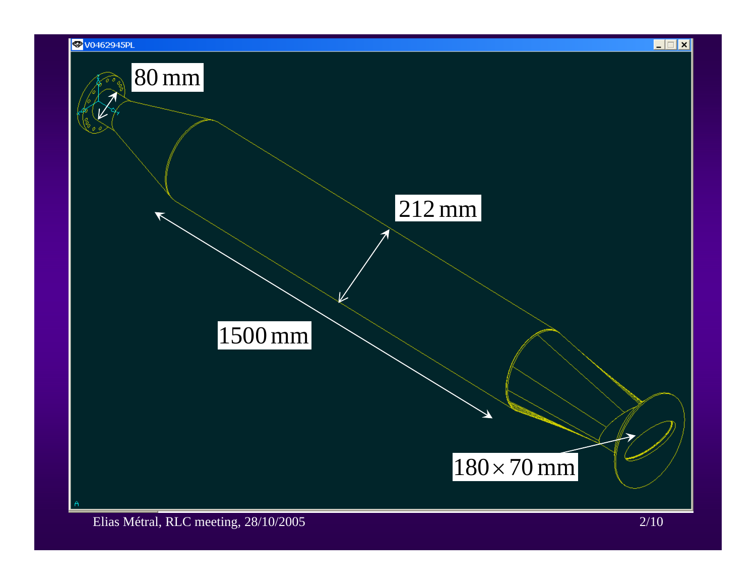80 mm

212 mm

1500 mm

$180 \times 70$ mm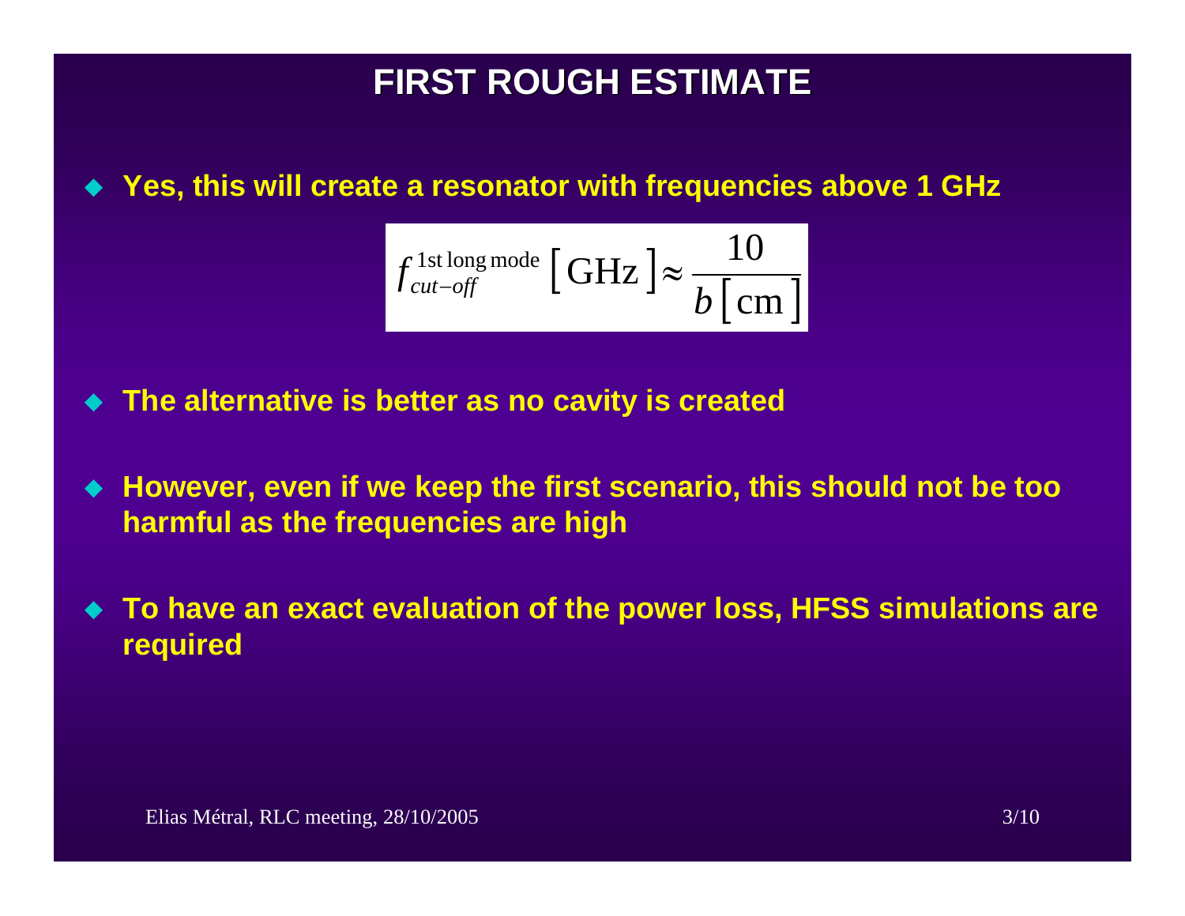# FIRST ROUGH ESTIMATE

- **Yes, this will create a resonator with frequencies above 1 GHz**

$$f_{cut-off}^{\text{1st long mode}} \left[ \text{GHz} \right] \approx \frac{10}{b \left[ \text{cm} \right]}$$

- **The alternative is better as no cavity is created**

- **However, even if we keep the first scenario, this should not be too harmful as the frequencies are high**

- **To have an exact evaluation of the power loss, HFSS simulations are required**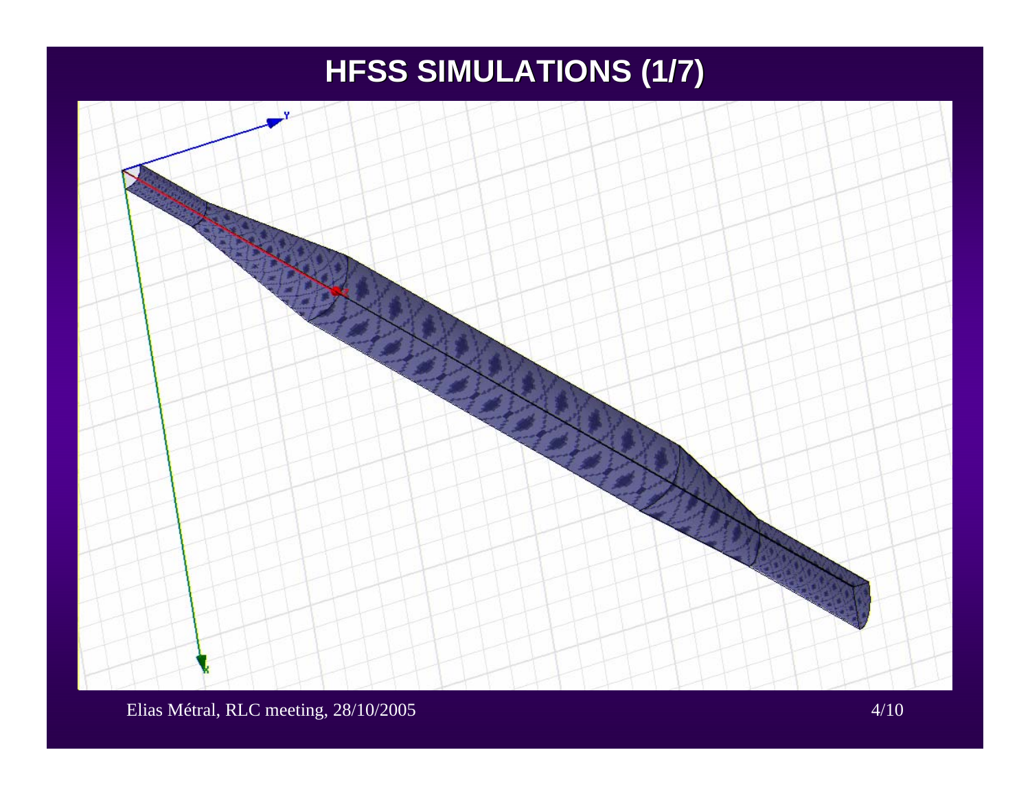# HFSS SIMULATIONS (1/7)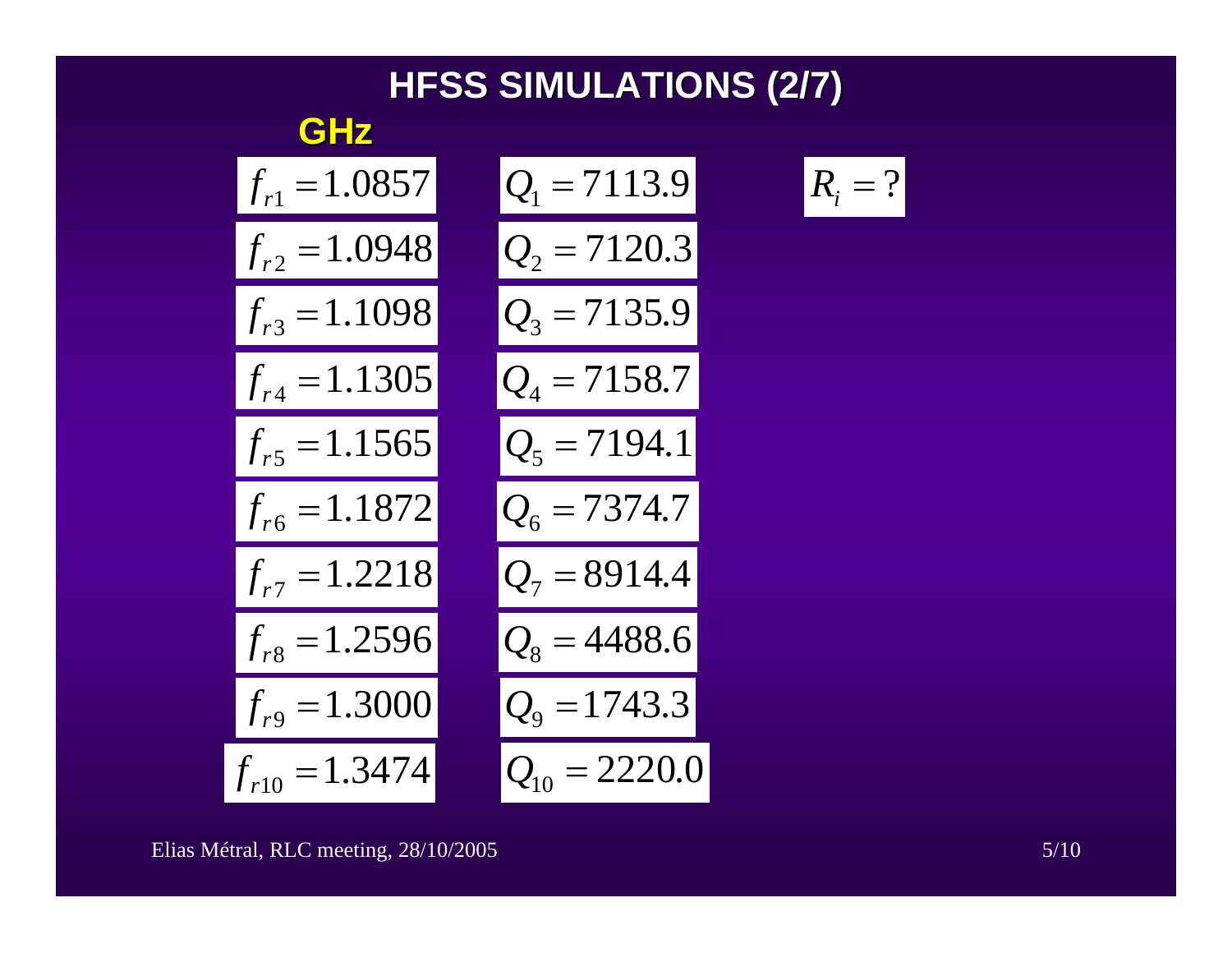# HFSS SIMULATIONS (2/7)

**GHz**

$$f_{r1} = 1.0857 \qquad Q_1 = 7113.9 \qquad R_i = ?$$

$$f_{r2} = 1.0948 \qquad Q_2 = 7120.3$$

$$f_{r3} = 1.1098 \qquad Q_3 = 7135.9$$

$$f_{r4} = 1.1305 \qquad Q_4 = 7158.7$$

$$f_{r5} = 1.1565 \qquad Q_5 = 7194.1$$

$$f_{r6} = 1.1872 \qquad Q_6 = 7374.7$$

$$f_{r7} = 1.2218 \qquad Q_7 = 8914.4$$

$$f_{r8} = 1.2596 \qquad Q_8 = 4488.6$$

$$f_{r9} = 1.3000 \qquad Q_9 = 1743.3$$

$$f_{r10} = 1.3474 \qquad Q_{10} = 2220.0$$

Elias Métral, RLC meeting, 28/10/2005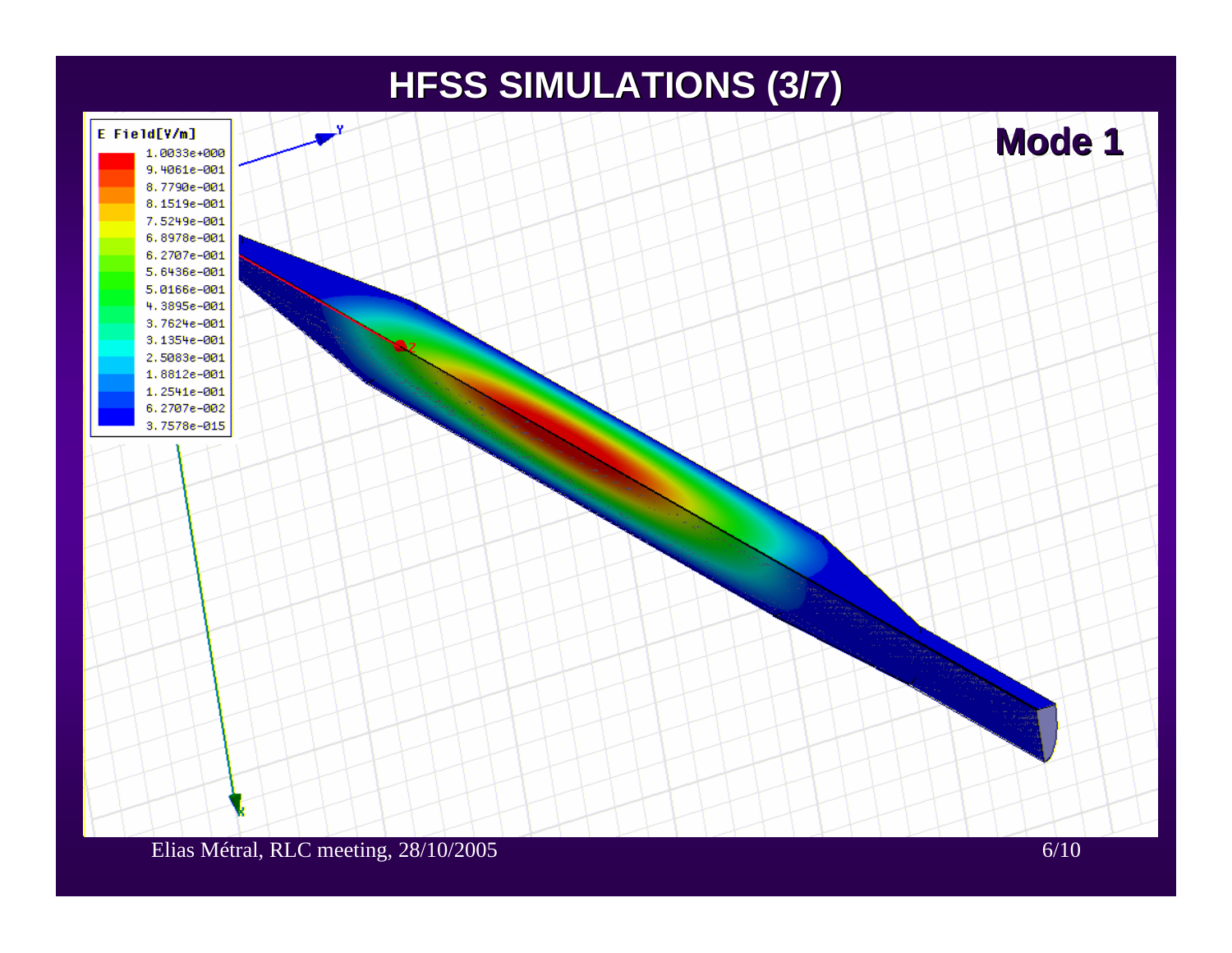# HFSS SIMULATIONS (3/7)

**Mode 1**

E Field[V/m]

1.0033e+000
9.4061e-001
8.7790e-001
8.1519e-001
7.5249e-001
6.8978e-001
6.2707e-001
5.6436e-001
5.0166e-001
4.3895e-001
3.7624e-001
3.1354e-001
2.5083e-001
1.8812e-001
1.2541e-001
6.2707e-002
3.7578e-015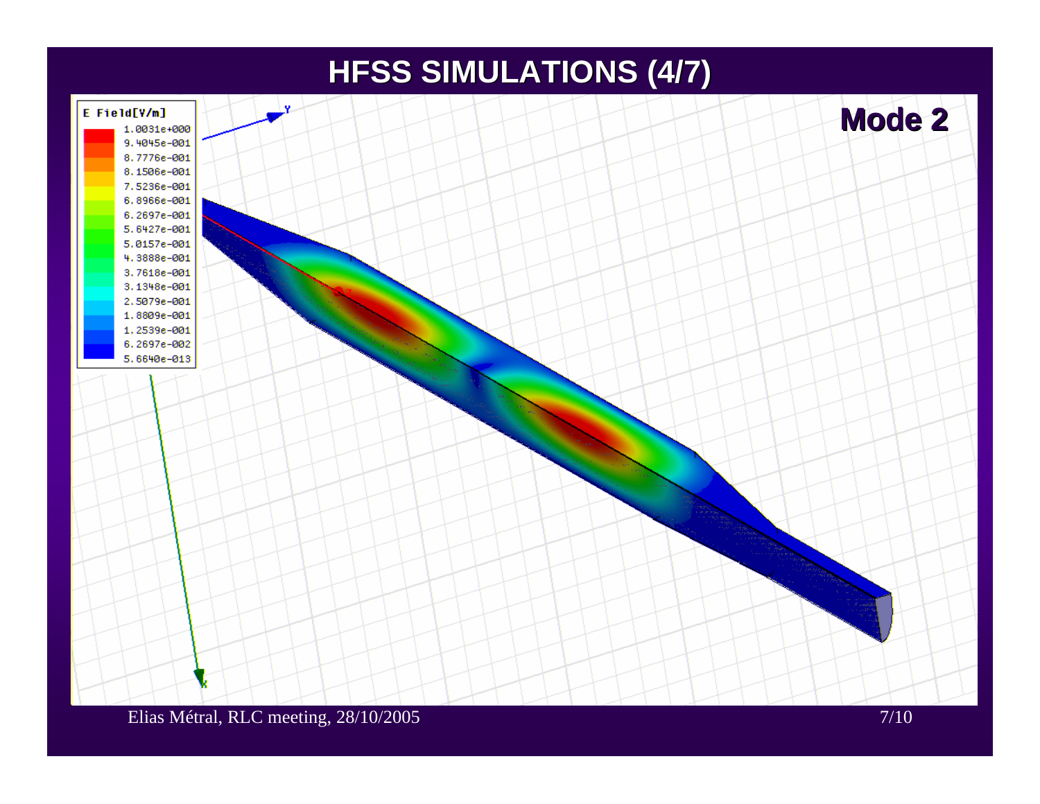# HFSS SIMULATIONS (4/7)

**Mode 2**

E Field[V/m]

1.0031e+000
9.4045e-001
8.7776e-001
8.1506e-001
7.5236e-001
6.8966e-001
6.2697e-001
5.6427e-001
5.0157e-001
4.3888e-001
3.7618e-001
3.1348e-001
2.5079e-001
1.8809e-001
1.2539e-001
6.2697e-002
5.6640e-013

Elias Métral, RLC meeting, 28/10/2005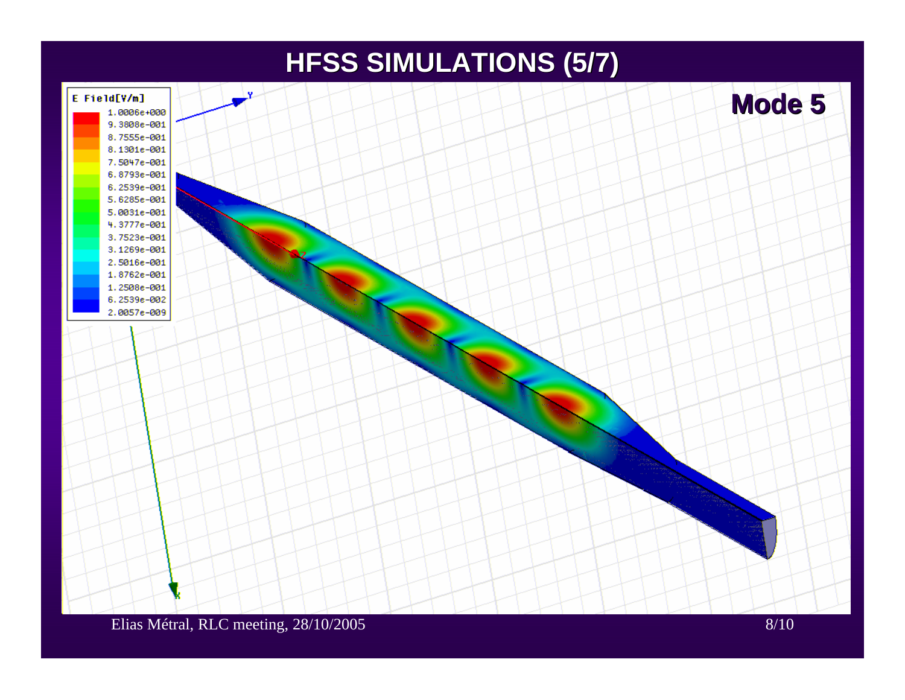# HFSS SIMULATIONS (5/7)

**Mode 5**

E Field[V/m]

1.0006e+000
9.3808e-001
8.7555e-001
8.1301e-001
7.5047e-001
6.8793e-001
6.2539e-001
5.6285e-001
5.0031e-001
4.3777e-001
3.7523e-001
3.1269e-001
2.5016e-001
1.8762e-001
1.2508e-001
6.2539e-002
2.0057e-009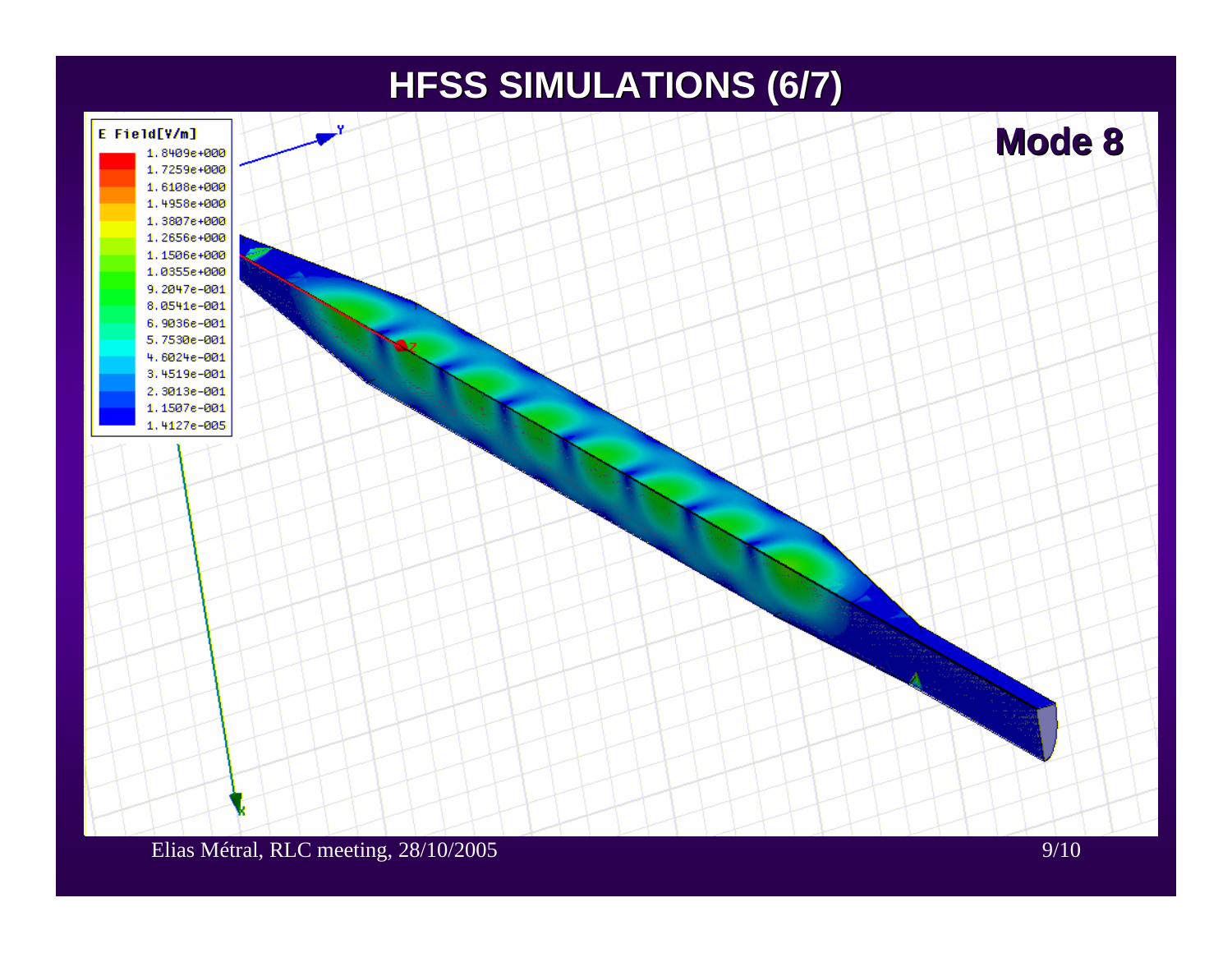# HFSS SIMULATIONS (6/7)

**Mode 8**

E Field[V/m]

1.8409e+000
1.7259e+000
1.6108e+000
1.4958e+000
1.3807e+000
1.2656e+000
1.1506e+000
1.0355e+000
9.2047e-001
8.0541e-001
6.9036e-001
5.7530e-001
4.6024e-001
3.4519e-001
2.3013e-001
1.1507e-001
1.4127e-005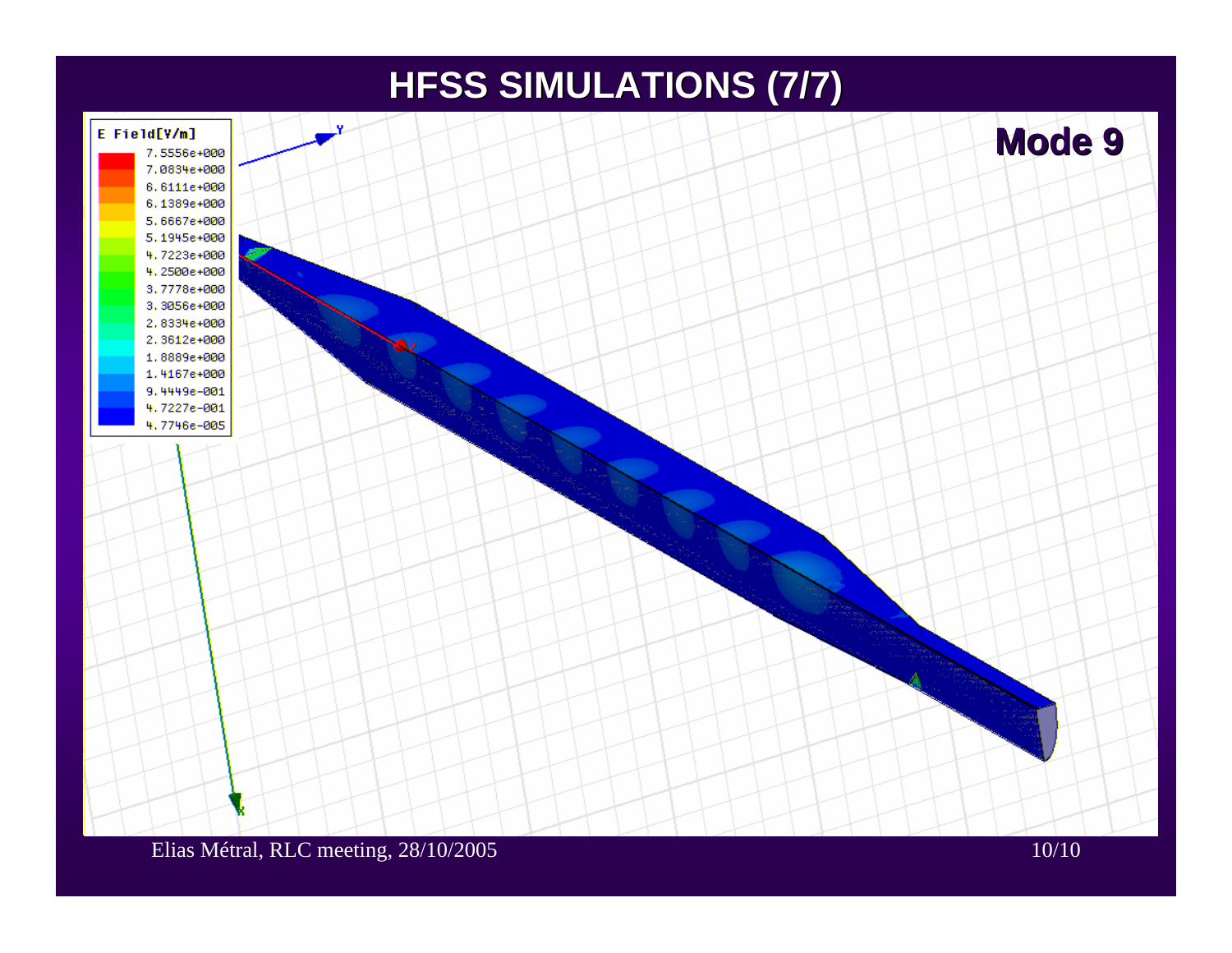# HFSS SIMULATIONS (7/7)

Mode 9

E Field[V/m]
7.5556e+000
7.0834e+000
6.6111e+000
6.1389e+000
5.6667e+000
5.1945e+000
4.7223e+000
4.2500e+000
3.7778e+000
3.3056e+000
2.8334e+000
2.3612e+000
1.8889e+000
1.4167e+000
9.4449e-001
4.7227e-001
4.7746e-005

Y

X

Elias Métral, RLC meeting, 28/10/2005